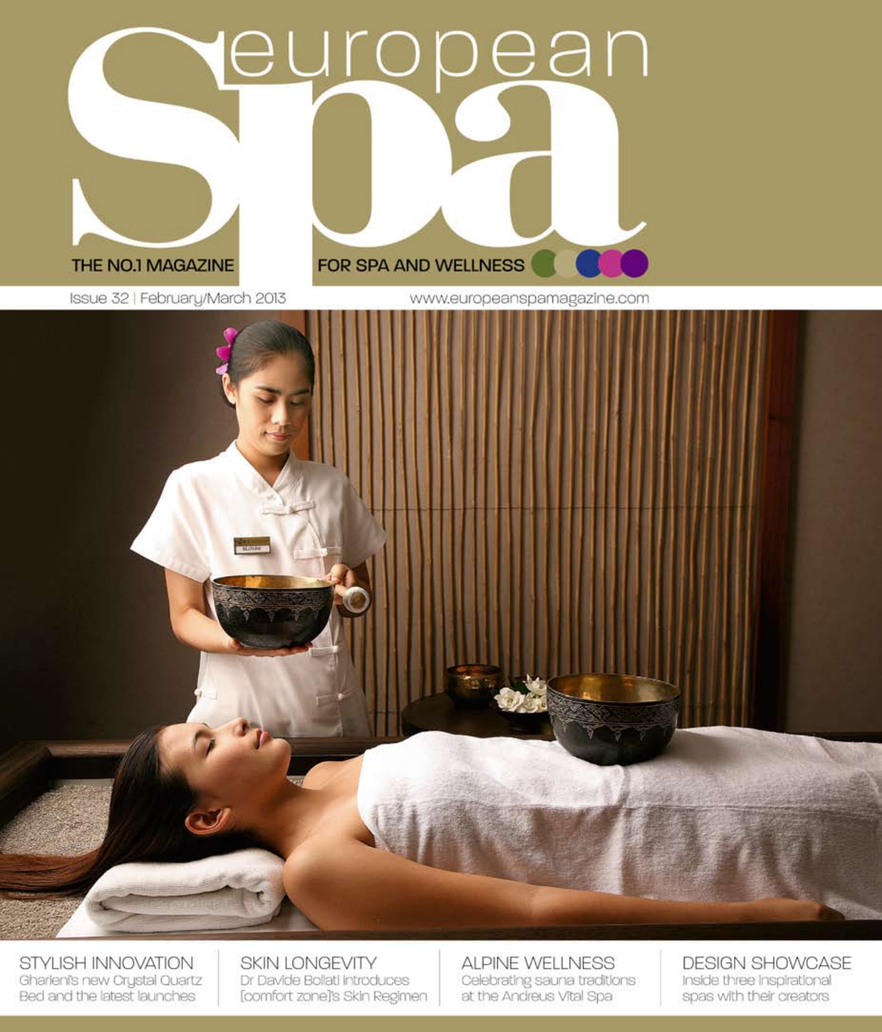# european Spa

THE NO.1 MAGAZINE FOR SPA AND WELLNESS

Issue 32 | February/March 2013

www.europeanspamagazine.com

## STYLISH INNOVATION

Gharieni's new Crystal Quartz Bed and the latest launches

## SKIN LONGEVITY

Dr Davide Bollati introduces [comfort zone]'s Skin Regimen

## ALPINE WELLNESS

Celebrating sauna traditions at the Andreus Vital Spa

## DESIGN SHOWCASE

Inside three inspirational spas with their creators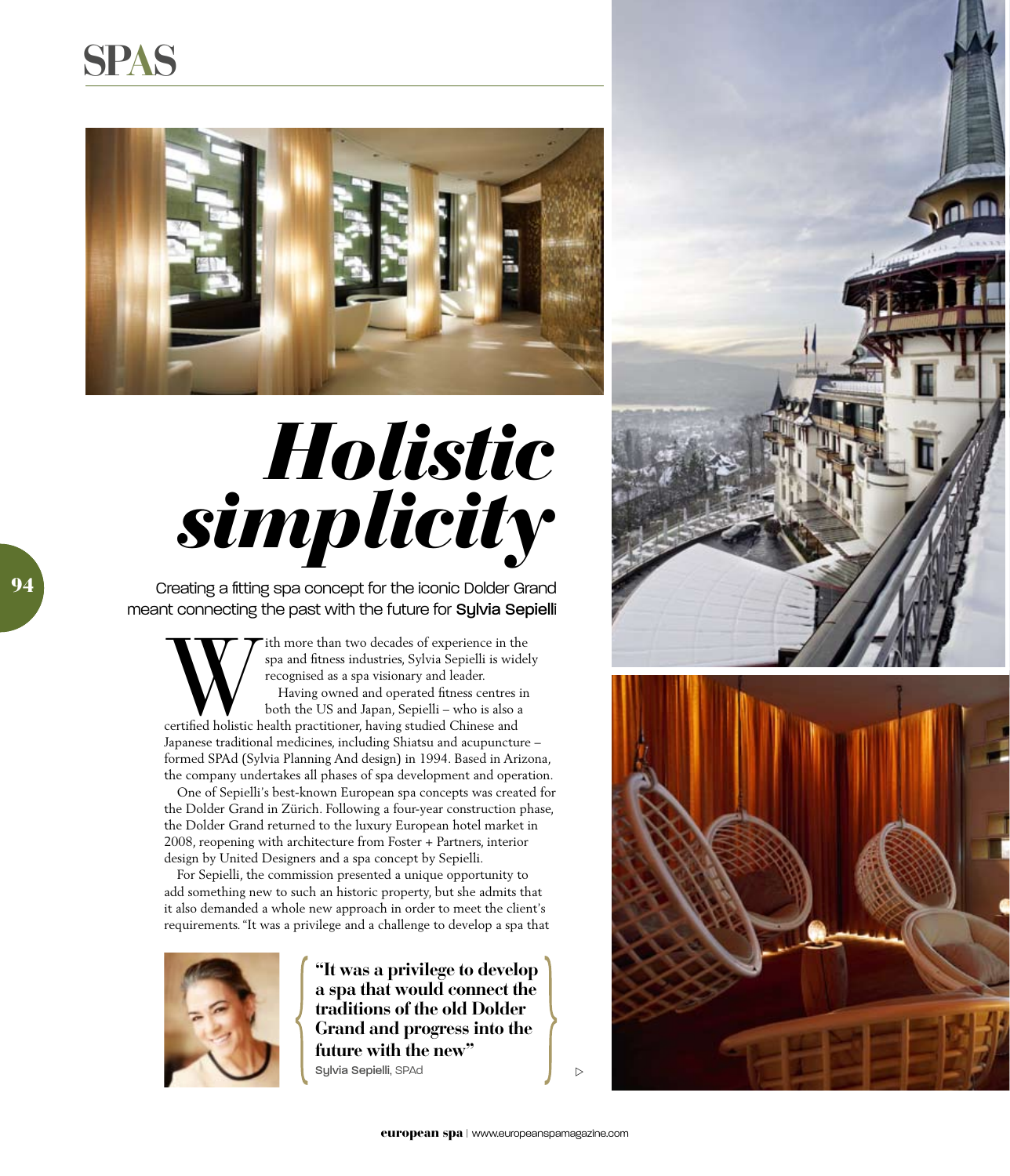# Holistic simplicity

Creating a fitting spa concept for the iconic Dolder Grand meant connecting the past with the future for **Sylvia Sepielli**

With more than two decades of experience in the spa and fitness industries, Sylvia Sepielli is widely recognised as a spa visionary and leader.

Having owned and operated fitness centres in both the US and Japan, Sepielli – who is also a certified holistic health practitioner, having studied Chinese and Japanese traditional medicines, including Shiatsu and acupuncture – formed SPAd (Sylvia Planning And design) in 1994. Based in Arizona, the company undertakes all phases of spa development and operation.

One of Sepielli's best-known European spa concepts was created for the Dolder Grand in Zürich. Following a four-year construction phase, the Dolder Grand returned to the luxury European hotel market in 2008, reopening with architecture from Foster + Partners, interior design by United Designers and a spa concept by Sepielli.

For Sepielli, the commission presented a unique opportunity to add something new to such an historic property, but she admits that it also demanded a whole new approach in order to meet the client's requirements. "It was a privilege and a challenge to develop a spa that

> **"It was a privilege to develop a spa that would connect the traditions of the old Dolder Grand and progress into the future with the new"**
> **Sylvia Sepielli**, SPAd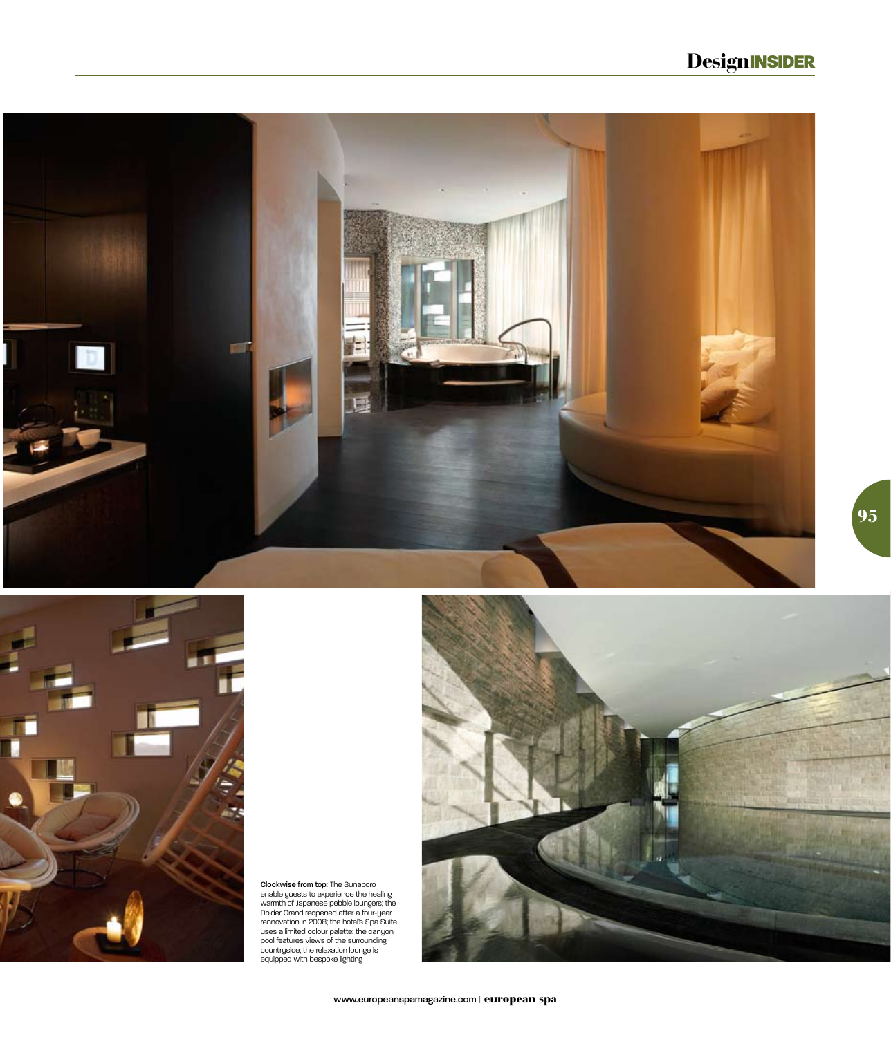**Clockwise from top:** The Sunaboro enable guests to experience the healing warmth of Japanese pebble loungers; the Dolder Grand reopened after a four-year rennovation in 2008; the hotel's Spa Suite uses a limited colour palette; the canyon pool features views of the surrounding countryside; the relaxation lounge is equipped with bespoke lighting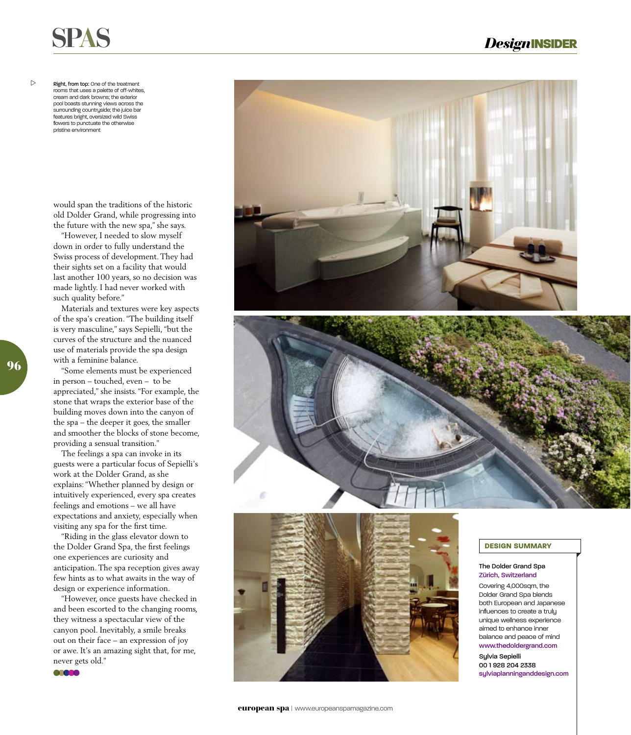Right, from top: One of the treatment rooms that uses a palette of off-whites, cream and dark browns; the exterior pool boasts stunning views across the surrounding countryside; the juice bar features bright, oversized wild Swiss flowers to punctuate the otherwise pristine environment

would span the traditions of the historic old Dolder Grand, while progressing into the future with the new spa," she says.

"However, I needed to slow myself down in order to fully understand the Swiss process of development. They had their sights set on a facility that would last another 100 years, so no decision was made lightly. I had never worked with such quality before."

Materials and textures were key aspects of the spa's creation. "The building itself is very masculine," says Sepielli, "but the curves of the structure and the nuanced use of materials provide the spa design with a feminine balance.

"Some elements must be experienced in person – touched, even – to be appreciated," she insists. "For example, the stone that wraps the exterior base of the building moves down into the canyon of the spa – the deeper it goes, the smaller and smoother the blocks of stone become, providing a sensual transition."

The feelings a spa can invoke in its guests were a particular focus of Sepielli's work at the Dolder Grand, as she explains: "Whether planned by design or intuitively experienced, every spa creates feelings and emotions – we all have expectations and anxiety, especially when visiting any spa for the first time.

"Riding in the glass elevator down to the Dolder Grand Spa, the first feelings one experiences are curiosity and anticipation. The spa reception gives away few hints as to what awaits in the way of design or experience information.

"However, once guests have checked in and been escorted to the changing rooms, they witness a spectacular view of the canyon pool. Inevitably, a smile breaks out on their face – an expression of joy or awe. It's an amazing sight that, for me, never gets old."

**DESIGN SUMMARY**

**The Dolder Grand Spa**
Zürich, Switzerland

Covering 4,000sqm, the Dolder Grand Spa blends both European and Japanese influences to create a truly unique wellness experience aimed to enhance inner balance and peace of mind
www.thedoldergrand.com

**Sylvia Sepielli**
00 1 928 204 2338
sylviaplanninganddesign.com